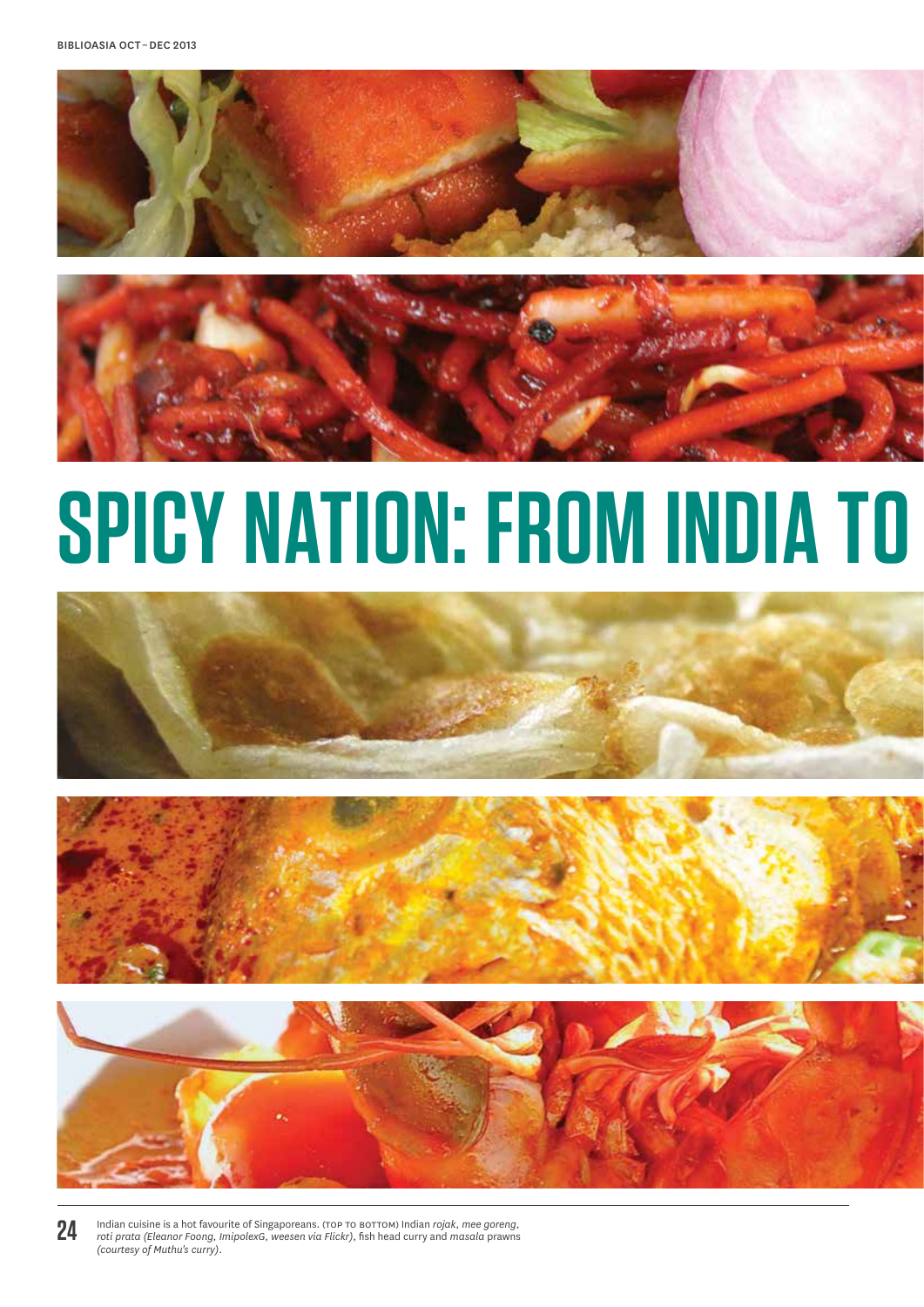# SPICY NATION: FROM INDIA TO

Indian cuisine is a hot favourite of Singaporeans. (TOP TO BOTTOM) Indian *rojak*, *mee goreng*, *roti prata (Eleanor Foong, ImipolexG, weesen via Flickr)*, fish head curry and *masala* prawns *(courtesy of Muthu's curry)*.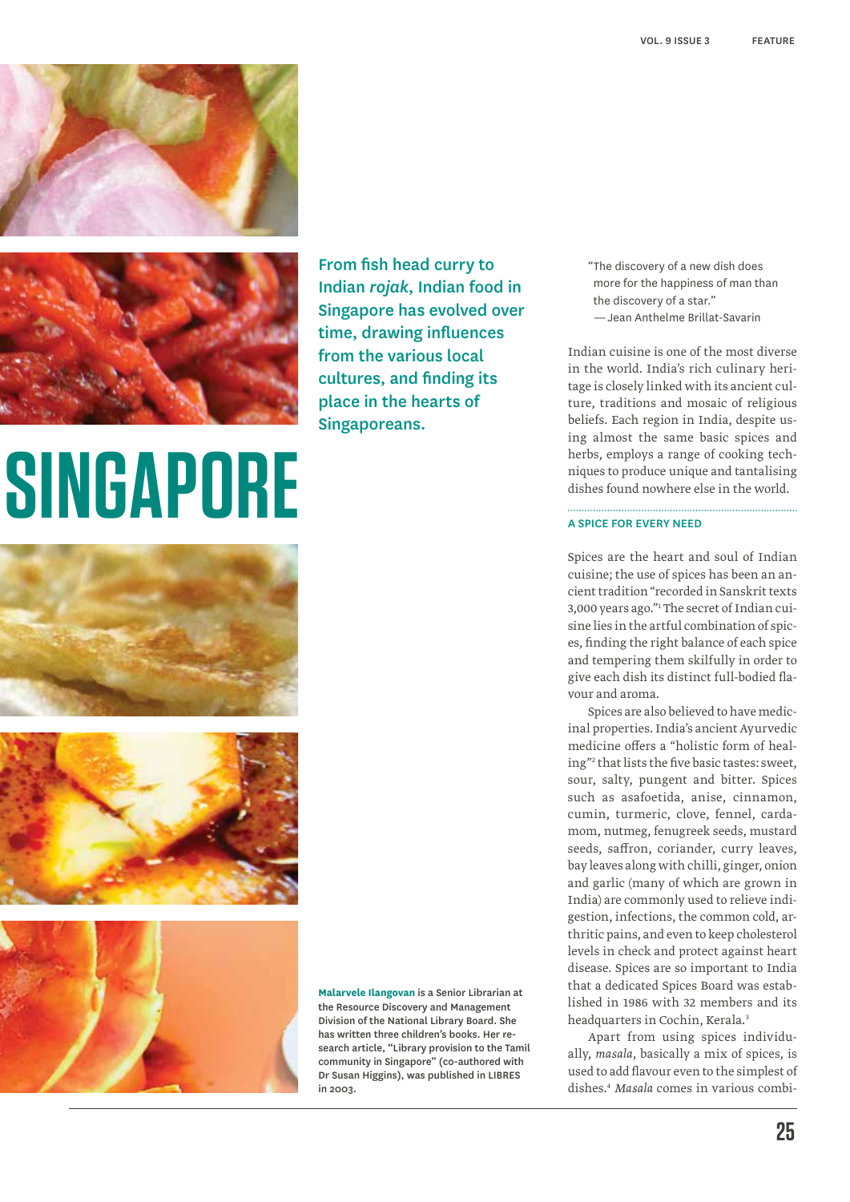# SINGAPORE

**From fish head curry to Indian *rojak*, Indian food in Singapore has evolved over time, drawing influences from the various local cultures, and finding its place in the hearts of Singaporeans.**

**Malarvele Ilangovan** is a Senior Librarian at the Resource Discovery and Management Division of the National Library Board. She has written three children's books. Her research article, "Library provision to the Tamil community in Singapore" (co-authored with Dr Susan Higgins), was published in LIBRES in 2003.

> "The discovery of a new dish does more for the happiness of man than the discovery of a star."
> — Jean Anthelme Brillat-Savarin

Indian cuisine is one of the most diverse in the world. India's rich culinary heritage is closely linked with its ancient culture, traditions and mosaic of religious beliefs. Each region in India, despite using almost the same basic spices and herbs, employs a range of cooking techniques to produce unique and tantalising dishes found nowhere else in the world.

## A SPICE FOR EVERY NEED

Spices are the heart and soul of Indian cuisine; the use of spices has been an ancient tradition "recorded in Sanskrit texts 3,000 years ago."[1] The secret of Indian cuisine lies in the artful combination of spices, finding the right balance of each spice and tempering them skilfully in order to give each dish its distinct full-bodied flavour and aroma.

Spices are also believed to have medicinal properties. India's ancient Ayurvedic medicine offers a "holistic form of healing"[2] that lists the five basic tastes: sweet, sour, salty, pungent and bitter. Spices such as asafoetida, anise, cinnamon, cumin, turmeric, clove, fennel, cardamom, nutmeg, fenugreek seeds, mustard seeds, saffron, coriander, curry leaves, bay leaves along with chilli, ginger, onion and garlic (many of which are grown in India) are commonly used to relieve indigestion, infections, the common cold, arthritic pains, and even to keep cholesterol levels in check and protect against heart disease. Spices are so important to India that a dedicated Spices Board was established in 1986 with 32 members and its headquarters in Cochin, Kerala.[3]

Apart from using spices individually, *masala*, basically a mix of spices, is used to add flavour even to the simplest of dishes.[4] *Masala* comes in various combi-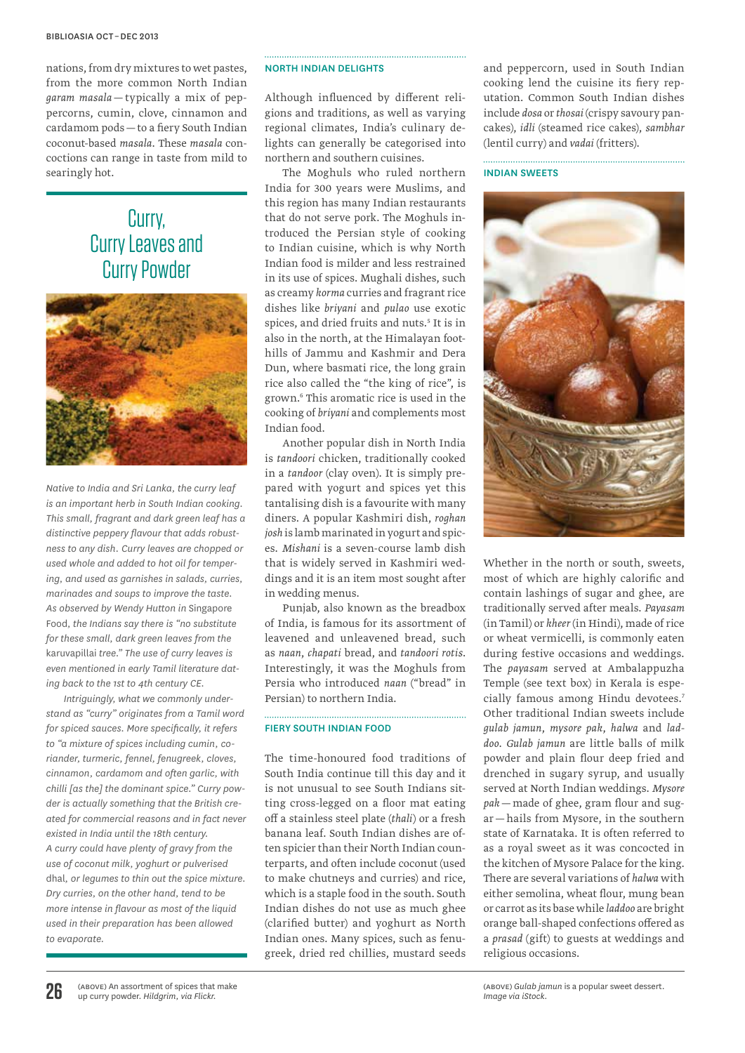nations, from dry mixtures to wet pastes, from the more common North Indian *garam masala* — typically a mix of peppercorns, cumin, clove, cinnamon and cardamom pods — to a fiery South Indian coconut-based *masala*. These *masala* concoctions can range in taste from mild to searingly hot.

## Curry, Curry Leaves and Curry Powder

*Native to India and Sri Lanka, the curry leaf is an important herb in South Indian cooking. This small, fragrant and dark green leaf has a distinctive peppery flavour that adds robustness to any dish. Curry leaves are chopped or used whole and added to hot oil for tempering, and used as garnishes in salads, curries, marinades and soups to improve the taste. As observed by Wendy Hutton in* Singapore Food, *the Indians say there is "no substitute for these small, dark green leaves from the* karuvapillai *tree." The use of curry leaves is even mentioned in early Tamil literature dating back to the 1st to 4th century CE.*

*Intriguingly, what we commonly understand as "curry" originates from a Tamil word for spiced sauces. More specifically, it refers to "a mixture of spices including cumin, coriander, turmeric, fennel, fenugreek, cloves, cinnamon, cardamom and often garlic, with chilli [as the] the dominant spice." Curry powder is actually something that the British created for commercial reasons and in fact never existed in India until the 18th century. A curry could have plenty of gravy from the use of coconut milk, yoghurt or pulverised* dhal, *or legumes to thin out the spice mixture. Dry curries, on the other hand, tend to be more intense in flavour as most of the liquid used in their preparation has been allowed to evaporate.*

(ABOVE) An assortment of spices that make up curry powder. *Hildgrim, via Flickr.*

### NORTH INDIAN DELIGHTS

Although influenced by different religions and traditions, as well as varying regional climates, India's culinary delights can generally be categorised into northern and southern cuisines.

The Moghuls who ruled northern India for 300 years were Muslims, and this region has many Indian restaurants that do not serve pork. The Moghuls introduced the Persian style of cooking to Indian cuisine, which is why North Indian food is milder and less restrained in its use of spices. Mughali dishes, such as creamy *korma* curries and fragrant rice dishes like *briyani* and *pulao* use exotic spices, and dried fruits and nuts.[5] It is in also in the north, at the Himalayan foothills of Jammu and Kashmir and Dera Dun, where basmati rice, the long grain rice also called the "the king of rice", is grown.[6] This aromatic rice is used in the cooking of *briyani* and complements most Indian food.

Another popular dish in North India is *tandoori* chicken, traditionally cooked in a *tandoor* (clay oven). It is simply prepared with yogurt and spices yet this tantalising dish is a favourite with many diners. A popular Kashmiri dish, *roghan josh* is lamb marinated in yogurt and spices. *Mishani* is a seven-course lamb dish that is widely served in Kashmiri weddings and it is an item most sought after in wedding menus.

Punjab, also known as the breadbox of India, is famous for its assortment of leavened and unleavened bread, such as *naan*, *chapati* bread, and *tandoori rotis*. Interestingly, it was the Moghuls from Persia who introduced *naan* ("bread" in Persian) to northern India.

### FIERY SOUTH INDIAN FOOD

The time-honoured food traditions of South India continue till this day and it is not unusual to see South Indians sitting cross-legged on a floor mat eating off a stainless steel plate (*thali*) or a fresh banana leaf. South Indian dishes are often spicier than their North Indian counterparts, and often include coconut (used to make chutneys and curries) and rice, which is a staple food in the south. South Indian dishes do not use as much ghee (clarified butter) and yoghurt as North Indian ones. Many spices, such as fenugreek, dried red chillies, mustard seeds and peppercorn, used in South Indian cooking lend the cuisine its fiery reputation. Common South Indian dishes include *dosa* or *thosai* (crispy savoury pancakes), *idli* (steamed rice cakes), *sambhar* (lentil curry) and *vadai* (fritters).

### INDIAN SWEETS

(ABOVE) *Gulab jamun* is a popular sweet dessert. *Image via iStock.*

Whether in the north or south, sweets, most of which are highly calorific and contain lashings of sugar and ghee, are traditionally served after meals. *Payasam* (in Tamil) or *kheer* (in Hindi), made of rice or wheat vermicelli, is commonly eaten during festive occasions and weddings. The *payasam* served at Ambalappuzha Temple (see text box) in Kerala is especially famous among Hindu devotees.[7] Other traditional Indian sweets include *gulab jamun*, *mysore pak*, *halwa* and *laddoo*. *Gulab jamun* are little balls of milk powder and plain flour deep fried and drenched in sugary syrup, and usually served at North Indian weddings. *Mysore pak* — made of ghee, gram flour and sugar — hails from Mysore, in the southern state of Karnataka. It is often referred to as a royal sweet as it was concocted in the kitchen of Mysore Palace for the king. There are several variations of *halwa* with either semolina, wheat flour, mung bean or carrot as its base while *laddoo* are bright orange ball-shaped confections offered as a *prasad* (gift) to guests at weddings and religious occasions.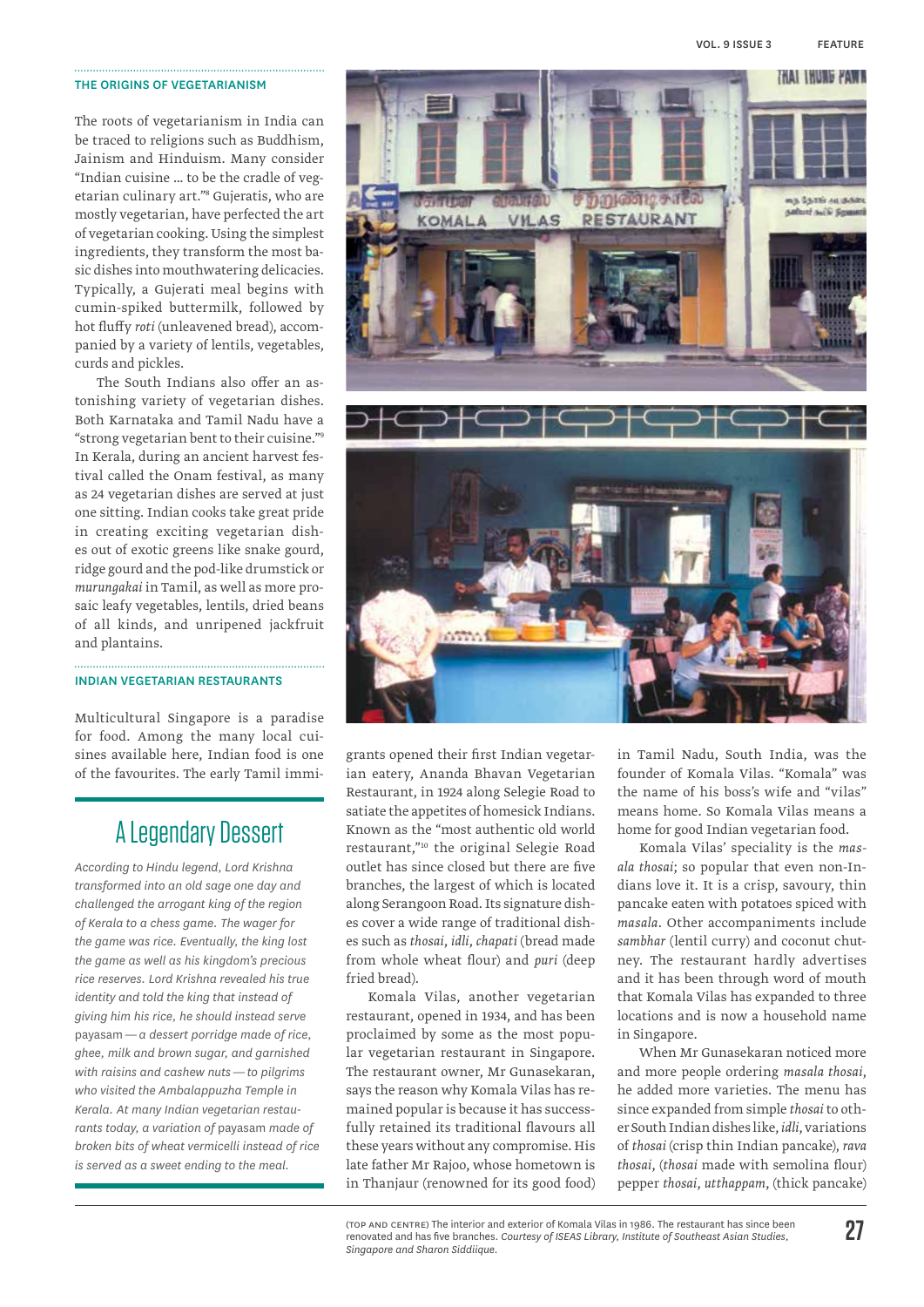### THE ORIGINS OF VEGETARIANISM

The roots of vegetarianism in India can be traced to religions such as Buddhism, Jainism and Hinduism. Many consider "Indian cuisine … to be the cradle of vegetarian culinary art."[8] Gujeratis, who are mostly vegetarian, have perfected the art of vegetarian cooking. Using the simplest ingredients, they transform the most basic dishes into mouthwatering delicacies. Typically, a Gujerati meal begins with cumin-spiked buttermilk, followed by hot fluffy *roti* (unleavened bread), accompanied by a variety of lentils, vegetables, curds and pickles.

The South Indians also offer an astonishing variety of vegetarian dishes. Both Karnataka and Tamil Nadu have a "strong vegetarian bent to their cuisine."[9] In Kerala, during an ancient harvest festival called the Onam festival, as many as 24 vegetarian dishes are served at just one sitting. Indian cooks take great pride in creating exciting vegetarian dishes out of exotic greens like snake gourd, ridge gourd and the pod-like drumstick or *murungakai* in Tamil, as well as more prosaic leafy vegetables, lentils, dried beans of all kinds, and unripened jackfruit and plantains.

### INDIAN VEGETARIAN RESTAURANTS

Multicultural Singapore is a paradise for food. Among the many local cuisines available here, Indian food is one of the favourites. The early Tamil immigrants opened their first Indian vegetarian eatery, Ananda Bhavan Vegetarian Restaurant, in 1924 along Selegie Road to satiate the appetites of homesick Indians. Known as the "most authentic old world restaurant,"[10] the original Selegie Road outlet has since closed but there are five branches, the largest of which is located along Serangoon Road. Its signature dishes cover a wide range of traditional dishes such as *thosai*, *idli*, *chapati* (bread made from whole wheat flour) and *puri* (deep fried bread).

Komala Vilas, another vegetarian restaurant, opened in 1934, and has been proclaimed by some as the most popular vegetarian restaurant in Singapore. The restaurant owner, Mr Gunasekaran, says the reason why Komala Vilas has remained popular is because it has successfully retained its traditional flavours all these years without any compromise. His late father Mr Rajoo, whose hometown is in Thanjaur (renowned for its good food) in Tamil Nadu, South India, was the founder of Komala Vilas. "Komala" was the name of his boss's wife and "vilas" means home. So Komala Vilas means a home for good Indian vegetarian food.

Komala Vilas' speciality is the *masala thosai*; so popular that even non-Indians love it. It is a crisp, savoury, thin pancake eaten with potatoes spiced with *masala*. Other accompaniments include *sambhar* (lentil curry) and coconut chutney. The restaurant hardly advertises and it has been through word of mouth that Komala Vilas has expanded to three locations and is now a household name in Singapore.

When Mr Gunasekaran noticed more and more people ordering *masala thosai*, he added more varieties. The menu has since expanded from simple *thosai* to other South Indian dishes like, *idli*, variations of *thosai* (crisp thin Indian pancake), *rava thosai*, (*thosai* made with semolina flour) pepper *thosai*, *utthappam*, (thick pancake)

## A Legendary Dessert

*According to Hindu legend, Lord Krishna transformed into an old sage one day and challenged the arrogant king of the region of Kerala to a chess game. The wager for the game was rice. Eventually, the king lost the game as well as his kingdom's precious rice reserves. Lord Krishna revealed his true identity and told the king that instead of giving him his rice, he should instead serve* payasam *— a dessert porridge made of rice, ghee, milk and brown sugar, and garnished with raisins and cashew nuts — to pilgrims who visited the Ambalappuzha Temple in Kerala. At many Indian vegetarian restaurants today, a variation of* payasam *made of broken bits of wheat vermicelli instead of rice is served as a sweet ending to the meal.*

(TOP AND CENTRE) The interior and exterior of Komala Vilas in 1986. The restaurant has since been renovated and has five branches. *Courtesy of ISEAS Library, Institute of Southeast Asian Studies, Singapore and Sharon Siddiique.*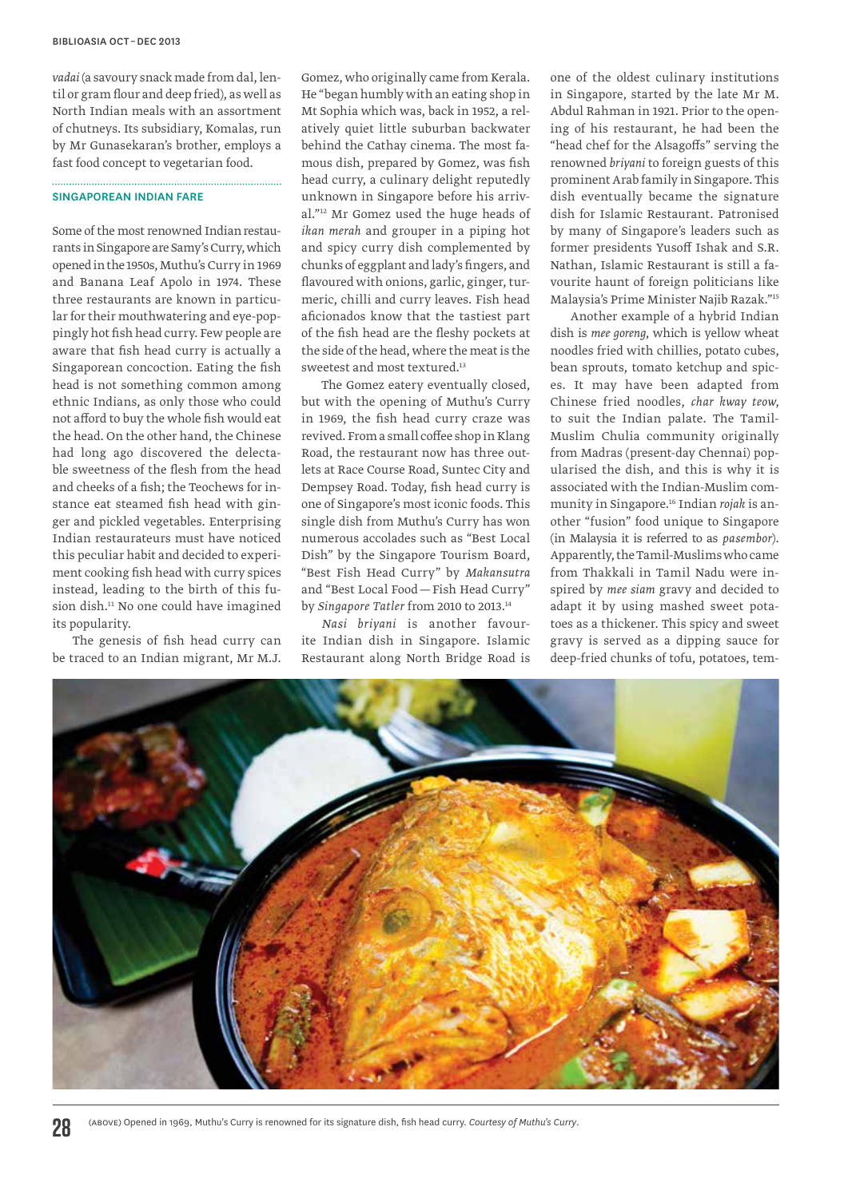*vadai* (a savoury snack made from dal, lentil or gram flour and deep fried), as well as North Indian meals with an assortment of chutneys. Its subsidiary, Komalas, run by Mr Gunasekaran's brother, employs a fast food concept to vegetarian food.

## SINGAPOREAN INDIAN FARE

Some of the most renowned Indian restaurants in Singapore are Samy's Curry, which opened in the 1950s, Muthu's Curry in 1969 and Banana Leaf Apolo in 1974. These three restaurants are known in particular for their mouthwatering and eye-poppingly hot fish head curry. Few people are aware that fish head curry is actually a Singaporean concoction. Eating the fish head is not something common among ethnic Indians, as only those who could not afford to buy the whole fish would eat the head. On the other hand, the Chinese had long ago discovered the delectable sweetness of the flesh from the head and cheeks of a fish; the Teochews for instance eat steamed fish head with ginger and pickled vegetables. Enterprising Indian restaurateurs must have noticed this peculiar habit and decided to experiment cooking fish head with curry spices instead, leading to the birth of this fusion dish.[11] No one could have imagined its popularity.

The genesis of fish head curry can be traced to an Indian migrant, Mr M.J. Gomez, who originally came from Kerala. He "began humbly with an eating shop in Mt Sophia which was, back in 1952, a relatively quiet little suburban backwater behind the Cathay cinema. The most famous dish, prepared by Gomez, was fish head curry, a culinary delight reputedly unknown in Singapore before his arrival."[12] Mr Gomez used the huge heads of *ikan merah* and grouper in a piping hot and spicy curry dish complemented by chunks of eggplant and lady's fingers, and flavoured with onions, garlic, ginger, turmeric, chilli and curry leaves. Fish head aficionados know that the tastiest part of the fish head are the fleshy pockets at the side of the head, where the meat is the sweetest and most textured.[13]

The Gomez eatery eventually closed, but with the opening of Muthu's Curry in 1969, the fish head curry craze was revived. From a small coffee shop in Klang Road, the restaurant now has three outlets at Race Course Road, Suntec City and Dempsey Road. Today, fish head curry is one of Singapore's most iconic foods. This single dish from Muthu's Curry has won numerous accolades such as "Best Local Dish" by the Singapore Tourism Board, "Best Fish Head Curry" by *Makansutra* and "Best Local Food — Fish Head Curry" by *Singapore Tatler* from 2010 to 2013.[14]

*Nasi briyani* is another favourite Indian dish in Singapore. Islamic Restaurant along North Bridge Road is one of the oldest culinary institutions in Singapore, started by the late Mr M. Abdul Rahman in 1921. Prior to the opening of his restaurant, he had been the "head chef for the Alsagoffs" serving the renowned *briyani* to foreign guests of this prominent Arab family in Singapore. This dish eventually became the signature dish for Islamic Restaurant. Patronised by many of Singapore's leaders such as former presidents Yusoff Ishak and S.R. Nathan, Islamic Restaurant is still a favourite haunt of foreign politicians like Malaysia's Prime Minister Najib Razak."[15]

Another example of a hybrid Indian dish is *mee goreng*, which is yellow wheat noodles fried with chillies, potato cubes, bean sprouts, tomato ketchup and spices. It may have been adapted from Chinese fried noodles, *char kway teow*, to suit the Indian palate. The Tamil-Muslim Chulia community originally from Madras (present-day Chennai) popularised the dish, and this is why it is associated with the Indian-Muslim community in Singapore.[16] Indian *rojak* is another "fusion" food unique to Singapore (in Malaysia it is referred to as *pasembor*). Apparently, the Tamil-Muslims who came from Thakkali in Tamil Nadu were inspired by *mee siam* gravy and decided to adapt it by using mashed sweet potatoes as a thickener. This spicy and sweet gravy is served as a dipping sauce for deep-fried chunks of tofu, potatoes, tem-

(ABOVE) Opened in 1969, Muthu's Curry is renowned for its signature dish, fish head curry. *Courtesy of Muthu's Curry*.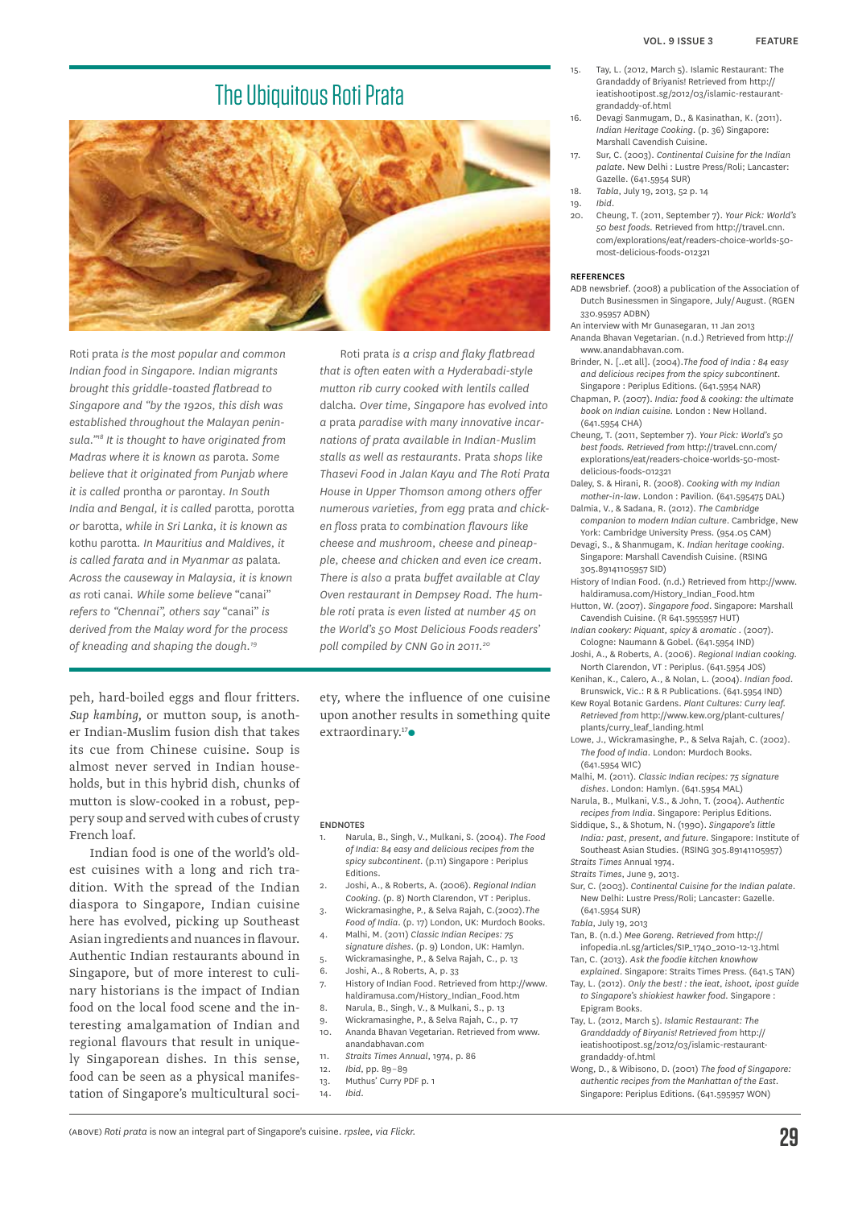## The Ubiquitous Roti Prata

*Roti prata is the most popular and common Indian food in Singapore. Indian migrants brought this griddle-toasted flatbread to Singapore and "by the 1920s, this dish was established throughout the Malayan peninsula."[18] It is thought to have originated from Madras where it is known as* parota. *Some believe that it originated from Punjab where it is called* prontha *or* parontay. *In South India and Bengal, it is called* parotta, porotta *or* barotta, *while in Sri Lanka, it is known as* kothu parotta. *In Mauritius and Maldives, it is called farata and in Myanmar as* palata. *Across the causeway in Malaysia, it is known as* roti canai. *While some believe* "canai" *refers to "Chennai", others say* "canai" *is derived from the Malay word for the process of kneading and shaping the dough.[19]*

*Roti prata is a crisp and flaky flatbread that is often eaten with a Hyderabadi-style mutton rib curry cooked with lentils called* dalcha. *Over time, Singapore has evolved into a prata paradise with many innovative incarnations of prata available in Indian-Muslim stalls as well as restaurants. Prata shops like Thasevi Food in Jalan Kayu and The Roti Prata House in Upper Thomson among others offer numerous varieties, from egg* prata *and chicken floss* prata *to combination flavours like cheese and mushroom, cheese and pineapple, cheese and chicken and even ice cream. There is also a* prata *buffet available at Clay Oven restaurant in Dempsey Road. The humble roti* prata *is even listed at number 45 on the World's 50 Most Delicious Foods readers' poll compiled by CNN Go in 2011.[20]*

peh, hard-boiled eggs and flour fritters. *Sup kambing*, or mutton soup, is another Indian-Muslim fusion dish that takes its cue from Chinese cuisine. Soup is almost never served in Indian households, but in this hybrid dish, chunks of mutton is slow-cooked in a robust, peppery soup and served with cubes of crusty French loaf.

Indian food is one of the world's oldest cuisines with a long and rich tradition. With the spread of the Indian diaspora to Singapore, Indian cuisine here has evolved, picking up Southeast Asian ingredients and nuances in flavour. Authentic Indian restaurants abound in Singapore, but of more interest to culinary historians is the impact of Indian food on the local food scene and the interesting amalgamation of Indian and regional flavours that result in uniquely Singaporean dishes. In this sense, food can be seen as a physical manifestation of Singapore's multicultural society, where the influence of one cuisine upon another results in something quite extraordinary.[17]●

### ENDNOTES

1. Narula, B., Singh, V., Mulkani, S. (2004). *The Food of India: 84 easy and delicious recipes from the spicy subcontinent.* (p.11) Singapore : Periplus Editions.
2. Joshi, A., & Roberts, A. (2006). *Regional Indian Cooking*. (p. 8) North Clarendon, VT : Periplus.
3. Wickramasinghe, P., & Selva Rajah, C.(2002).*The Food of India*. (p. 17) London, UK: Murdoch Books.
4. Malhi, M. (2011) *Classic Indian Recipes: 75 signature dishes*. (p. 9) London, UK: Hamlyn.
5. Wickramasinghe, P., & Selva Rajah, C., p. 13
6. Joshi, A., & Roberts, A, p. 33
7. History of Indian Food. Retrieved from http://www.haldiramusa.com/History_Indian_Food.htm
8. Narula, B., Singh, V., & Mulkani, S., p. 13
9. Wickramasinghe, P., & Selva Rajah, C., p. 17
10. Ananda Bhavan Vegetarian. Retrieved from www.anandabhavan.com
11. *Straits Times Annual*, 1974, p. 86
12. *Ibid*, pp. 89–89
13. Muthus' Curry PDF p. 1
14. *Ibid*.
15. Tay, L. (2012, March 5). Islamic Restaurant: The Grandaddy of Briyanis! Retrieved from http://ieatishootipost.sg/2012/03/islamic-restaurant-grandaddy-of.html
16. Devagi Sanmugam, D., & Kasinathan, K. (2011). *Indian Heritage Cooking*. (p. 36) Singapore: Marshall Cavendish Cuisine.
17. Sur, C. (2003). *Continental Cuisine for the Indian palate*. New Delhi : Lustre Press/Roli; Lancaster: Gazelle. (641.5954 SUR)
18. *Tabla*, July 19, 2013, 52 p. 14
19. *Ibid*.
20. Cheung, T. (2011, September 7). *Your Pick: World's 50 best foods.* Retrieved from http://travel.cnn.com/explorations/eat/readers-choice-worlds-50-most-delicious-foods-012321

### REFERENCES

ADB newsbrief. (2008) a publication of the Association of Dutch Businessmen in Singapore, July/August. (RGEN 330.95957 ADBN)

An interview with Mr Gunasegaran, 11 Jan 2013

Ananda Bhavan Vegetarian. (n.d.) Retrieved from http://www.anandabhavan.com.

Brinder, N. [..et all]. (2004).*The food of India : 84 easy and delicious recipes from the spicy subcontinent*. Singapore : Periplus Editions. (641.5954 NAR)

Chapman, P. (2007). *India: food & cooking: the ultimate book on Indian cuisine.* London : New Holland. (641.5954 CHA)

Cheung, T. (2011, September 7). *Your Pick: World's 50 best foods. Retrieved from* http://travel.cnn.com/explorations/eat/readers-choice-worlds-50-most-delicious-foods-012321

Daley, S. & Hirani, R. (2008). *Cooking with my Indian mother-in-law*. London : Pavilion. (641.595475 DAL)

Dalmia, V., & Sadana, R. (2012). *The Cambridge companion to modern Indian culture*. Cambridge, New York: Cambridge University Press. (954.05 CAM)

Devagi, S., & Shanmugam, K. *Indian heritage cooking*. Singapore: Marshall Cavendish Cuisine. (RSING 305.89141105957 SID)

History of Indian Food. (n.d.) Retrieved from http://www.haldiramusa.com/History_Indian_Food.htm

Hutton, W. (2007). *Singapore food*. Singapore: Marshall Cavendish Cuisine. (641.595957 HUT)

*Indian cookery: Piquant, spicy & aromatic* . (2007). Cologne: Naumann & Gobel. (641.5954 IND)

Joshi, A., & Roberts, A. (2006). *Regional Indian cooking*. North Clarendon, VT : Periplus. (641.5954 JOS)

Kenihan, K., Calero, A., & Nolan, L. (2004). *Indian food*. Brunswick, Vic.: R & R Publications. (641.5954 IND)

Kew Royal Botanic Gardens. *Plant Cultures: Curry leaf. Retrieved from* http://www.kew.org/plant-cultures/plants/curry_leaf_landing.html

Lowe, J., Wickramasinghe, P., & Selva Rajah, C. (2002). *The food of India*. London: Murdoch Books. (641.5954 WIC)

Malhi, M. (2011). *Classic Indian recipes: 75 signature dishes*. London: Hamlyn. (641.5954 MAL)

Narula, B., Mulkani, V.S., & John, T. (2004). *Authentic recipes from India*. Singapore: Periplus Editions.

Siddique, S., & Shotum, N. (1990). *Singapore's little India: past, present, and future.* Singapore: Institute of Southeast Asian Studies. (RSING 305.89141105957)

*Straits Times* Annual 1974.

*Straits Times*, June 9, 2013.

Sur, C. (2003). *Continental Cuisine for the Indian palate*. New Delhi: Lustre Press/Roli; Lancaster: Gazelle. (641.5954 SUR)

*Tabla*, July 19, 2013

Tan, B. (n.d.) *Mee Goreng. Retrieved from* http://infopedia.nl.sg/articles/SIP_1740_2010-12-13.html

Tan, C. (2013). *Ask the foodie kitchen knowhow explained*. Singapore: Straits Times Press. (641.5 TAN)

Tay, L. (2012). *Only the best! : the ieat, ishoot, ipost guide to Singapore's shiokiest hawker food.* Singapore : Epigram Books.

Tay, L. (2012, March 5). *Islamic Restaurant: The Granddaddy of Biryanis! Retrieved from* http://ieatishootipost.sg/2012/03/islamic-restaurant-grandaddy-of.html

Wong, D., & Wibisono, D. (2001) *The food of Singapore: authentic recipes from the Manhattan of the East*. Singapore: Periplus Editions. (641.595957 WON)

(ABOVE) *Roti prata* is now an integral part of Singapore's cuisine. *rpslee, via Flickr.*